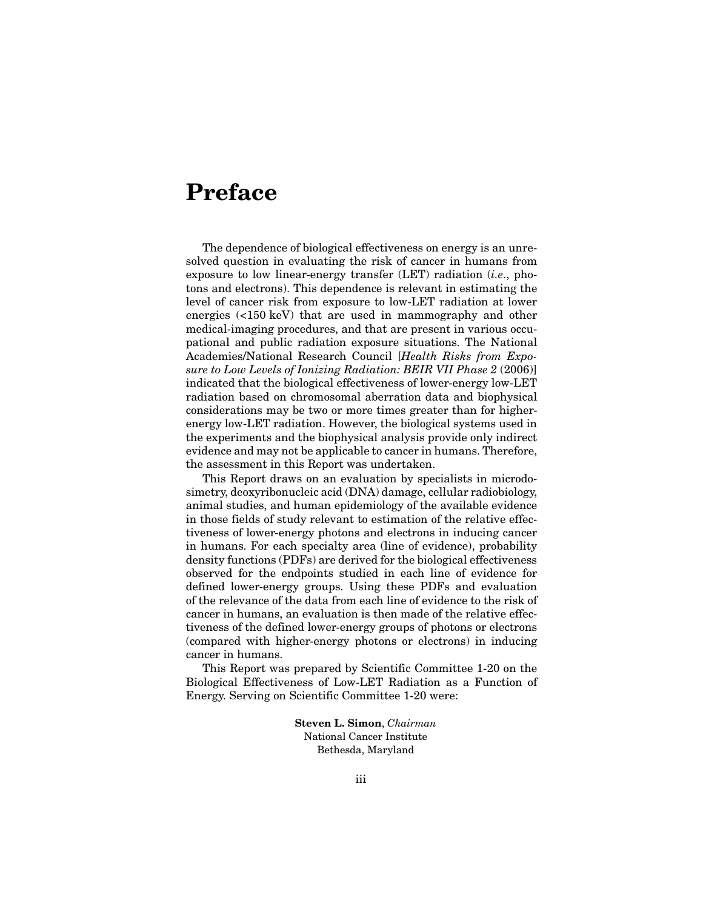# Preface

The dependence of biological effectiveness on energy is an unresolved question in evaluating the risk of cancer in humans from exposure to low linear-energy transfer (LET) radiation (*i.e.*, photons and electrons). This dependence is relevant in estimating the level of cancer risk from exposure to low-LET radiation at lower energies (<150 keV) that are used in mammography and other medical-imaging procedures, and that are present in various occupational and public radiation exposure situations. The National Academies/National Research Council [*Health Risks from Exposure to Low Levels of Ionizing Radiation: BEIR VII Phase 2* (2006)] indicated that the biological effectiveness of lower-energy low-LET radiation based on chromosomal aberration data and biophysical considerations may be two or more times greater than for higher-energy low-LET radiation. However, the biological systems used in the experiments and the biophysical analysis provide only indirect evidence and may not be applicable to cancer in humans. Therefore, the assessment in this Report was undertaken.

This Report draws on an evaluation by specialists in microdosimetry, deoxyribonucleic acid (DNA) damage, cellular radiobiology, animal studies, and human epidemiology of the available evidence in those fields of study relevant to estimation of the relative effectiveness of lower-energy photons and electrons in inducing cancer in humans. For each specialty area (line of evidence), probability density functions (PDFs) are derived for the biological effectiveness observed for the endpoints studied in each line of evidence for defined lower-energy groups. Using these PDFs and evaluation of the relevance of the data from each line of evidence to the risk of cancer in humans, an evaluation is then made of the relative effectiveness of the defined lower-energy groups of photons or electrons (compared with higher-energy photons or electrons) in inducing cancer in humans.

This Report was prepared by Scientific Committee 1-20 on the Biological Effectiveness of Low-LET Radiation as a Function of Energy. Serving on Scientific Committee 1-20 were:

**Steven L. Simon**, *Chairman*
National Cancer Institute
Bethesda, Maryland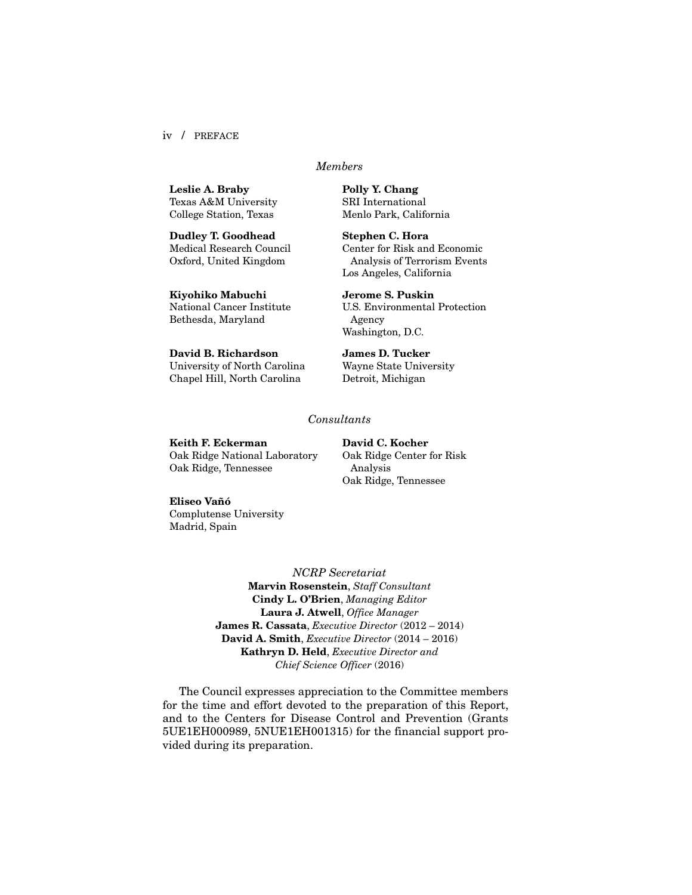*Members*

**Leslie A. Braby**
Texas A&M University
College Station, Texas

**Polly Y. Chang**
SRI International
Menlo Park, California

**Dudley T. Goodhead**
Medical Research Council
Oxford, United Kingdom

**Stephen C. Hora**
Center for Risk and Economic Analysis of Terrorism Events
Los Angeles, California

**Kiyohiko Mabuchi**
National Cancer Institute
Bethesda, Maryland

**Jerome S. Puskin**
U.S. Environmental Protection Agency
Washington, D.C.

**David B. Richardson**
University of North Carolina
Chapel Hill, North Carolina

**James D. Tucker**
Wayne State University
Detroit, Michigan

*Consultants*

**Keith F. Eckerman**
Oak Ridge National Laboratory
Oak Ridge, Tennessee

**David C. Kocher**
Oak Ridge Center for Risk Analysis
Oak Ridge, Tennessee

**Eliseo Vañó**
Complutense University
Madrid, Spain

*NCRP Secretariat*

**Marvin Rosenstein**, *Staff Consultant*
**Cindy L. O'Brien**, *Managing Editor*
**Laura J. Atwell**, *Office Manager*
**James R. Cassata**, *Executive Director* (2012 – 2014)
**David A. Smith**, *Executive Director* (2014 – 2016)
**Kathryn D. Held**, *Executive Director and Chief Science Officer* (2016)

The Council expresses appreciation to the Committee members for the time and effort devoted to the preparation of this Report, and to the Centers for Disease Control and Prevention (Grants 5UE1EH000989, 5NUE1EH001315) for the financial support provided during its preparation.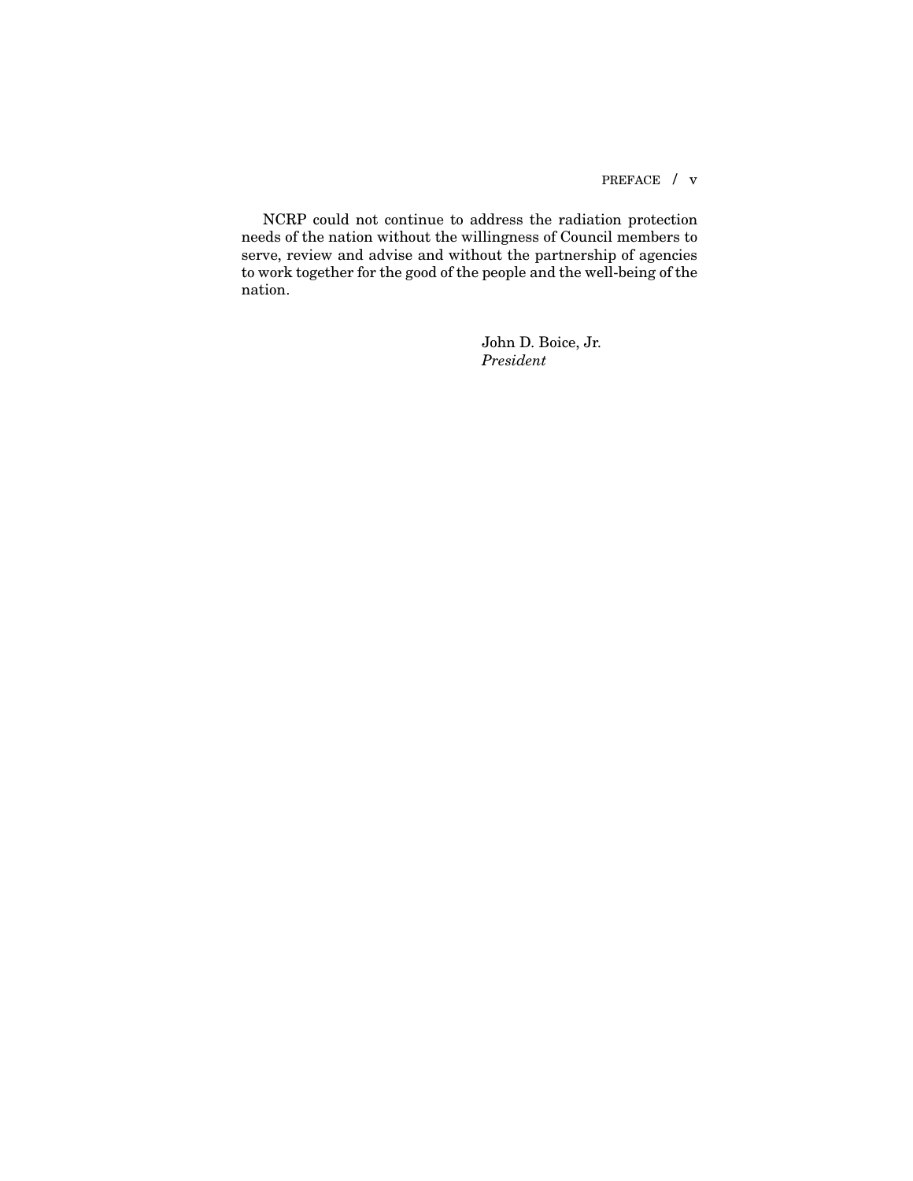NCRP could not continue to address the radiation protection needs of the nation without the willingness of Council members to serve, review and advise and without the partnership of agencies to work together for the good of the people and the well-being of the nation.

John D. Boice, Jr.
*President*